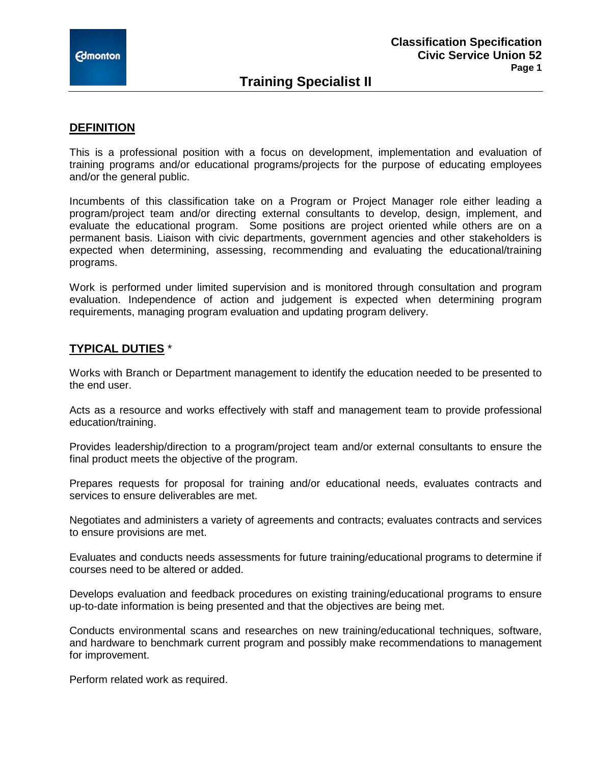# Training Specialist II

## DEFINITION

This is a professional position with a focus on development, implementation and evaluation of training programs and/or educational programs/projects for the purpose of educating employees and/or the general public.

Incumbents of this classification take on a Program or Project Manager role either leading a program/project team and/or directing external consultants to develop, design, implement, and evaluate the educational program. Some positions are project oriented while others are on a permanent basis. Liaison with civic departments, government agencies and other stakeholders is expected when determining, assessing, recommending and evaluating the educational/training programs.

Work is performed under limited supervision and is monitored through consultation and program evaluation. Independence of action and judgement is expected when determining program requirements, managing program evaluation and updating program delivery.

## TYPICAL DUTIES *

Works with Branch or Department management to identify the education needed to be presented to the end user.

Acts as a resource and works effectively with staff and management team to provide professional education/training.

Provides leadership/direction to a program/project team and/or external consultants to ensure the final product meets the objective of the program.

Prepares requests for proposal for training and/or educational needs, evaluates contracts and services to ensure deliverables are met.

Negotiates and administers a variety of agreements and contracts; evaluates contracts and services to ensure provisions are met.

Evaluates and conducts needs assessments for future training/educational programs to determine if courses need to be altered or added.

Develops evaluation and feedback procedures on existing training/educational programs to ensure up-to-date information is being presented and that the objectives are being met.

Conducts environmental scans and researches on new training/educational techniques, software, and hardware to benchmark current program and possibly make recommendations to management for improvement.

Perform related work as required.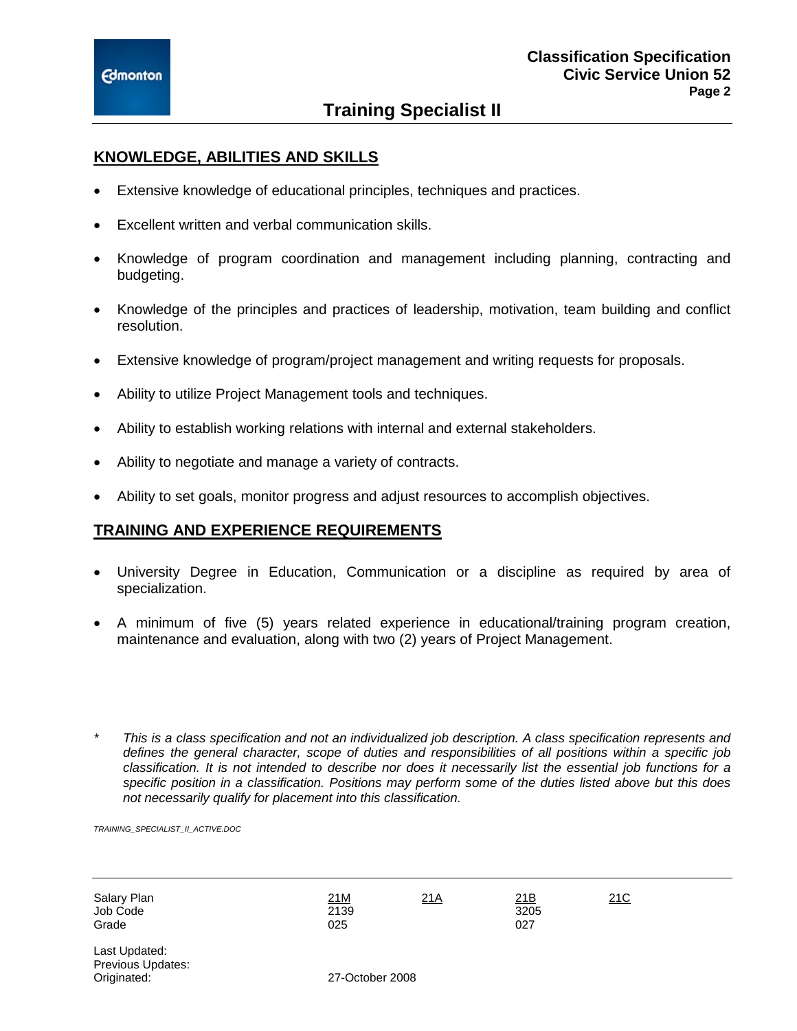## KNOWLEDGE, ABILITIES AND SKILLS

- Extensive knowledge of educational principles, techniques and practices.
- Excellent written and verbal communication skills.
- Knowledge of program coordination and management including planning, contracting and budgeting.
- Knowledge of the principles and practices of leadership, motivation, team building and conflict resolution.
- Extensive knowledge of program/project management and writing requests for proposals.
- Ability to utilize Project Management tools and techniques.
- Ability to establish working relations with internal and external stakeholders.
- Ability to negotiate and manage a variety of contracts.
- Ability to set goals, monitor progress and adjust resources to accomplish objectives.

## TRAINING AND EXPERIENCE REQUIREMENTS

- University Degree in Education, Communication or a discipline as required by area of specialization.
- A minimum of five (5) years related experience in educational/training program creation, maintenance and evaluation, along with two (2) years of Project Management.

\* *This is a class specification and not an individualized job description. A class specification represents and defines the general character, scope of duties and responsibilities of all positions within a specific job classification. It is not intended to describe nor does it necessarily list the essential job functions for a specific position in a classification. Positions may perform some of the duties listed above but this does not necessarily qualify for placement into this classification.*

*TRAINING_SPECIALIST_II_ACTIVE.DOC*

| | | | | |
|---|---|---|---|---|
| Salary Plan | 21M | 21A | 21B | 21C |
| Job Code | 2139 | | 3205 | |
| Grade | 025 | | 027 | |

Last Updated:
Previous Updates:
Originated: 27-October 2008